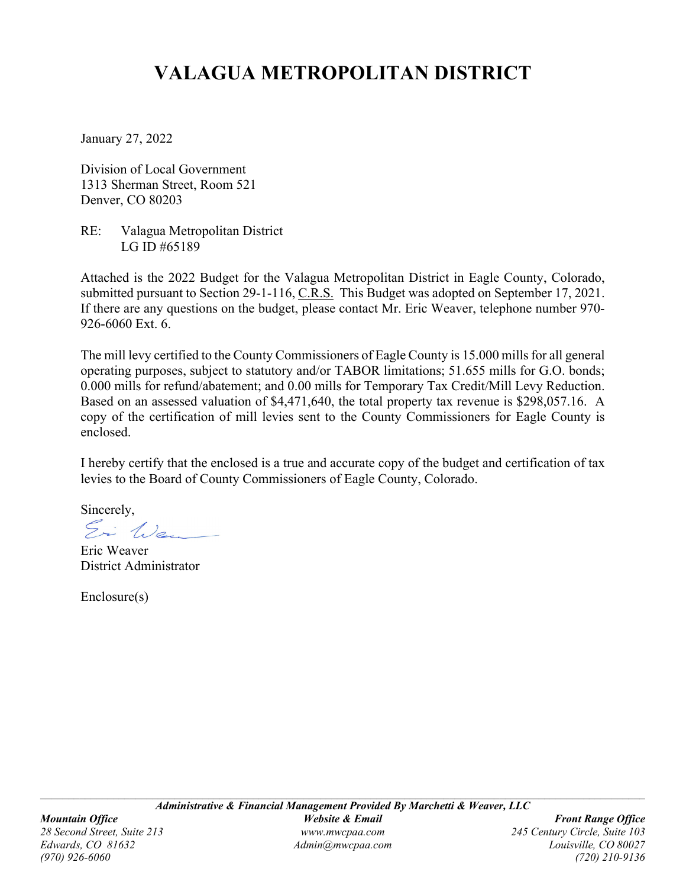# VALAGUA METROPOLITAN DISTRICT

January 27, 2022

Division of Local Government
1313 Sherman Street, Room 521
Denver, CO 80203

RE: Valagua Metropolitan District
LG ID #65189

Attached is the 2022 Budget for the Valagua Metropolitan District in Eagle County, Colorado, submitted pursuant to Section 29-1-116, C.R.S. This Budget was adopted on September 17, 2021. If there are any questions on the budget, please contact Mr. Eric Weaver, telephone number 970-926-6060 Ext. 6.

The mill levy certified to the County Commissioners of Eagle County is 15.000 mills for all general operating purposes, subject to statutory and/or TABOR limitations; 51.655 mills for G.O. bonds; 0.000 mills for refund/abatement; and 0.00 mills for Temporary Tax Credit/Mill Levy Reduction. Based on an assessed valuation of $4,471,640, the total property tax revenue is $298,057.16. A copy of the certification of mill levies sent to the County Commissioners for Eagle County is enclosed.

I hereby certify that the enclosed is a true and accurate copy of the budget and certification of tax levies to the Board of County Commissioners of Eagle County, Colorado.

Sincerely,

Eric Weaver
District Administrator

Enclosure(s)

***Administrative & Financial Management Provided By Marchetti & Weaver, LLC***

***Mountain Office***
*28 Second Street, Suite 213*
*Edwards, CO 81632*
*(970) 926-6060*

***Website & Email***
*www.mwcpaa.com*
*Admin@mwcpaa.com*

***Front Range Office***
*245 Century Circle, Suite 103*
*Louisville, CO 80027*
*(720) 210-9136*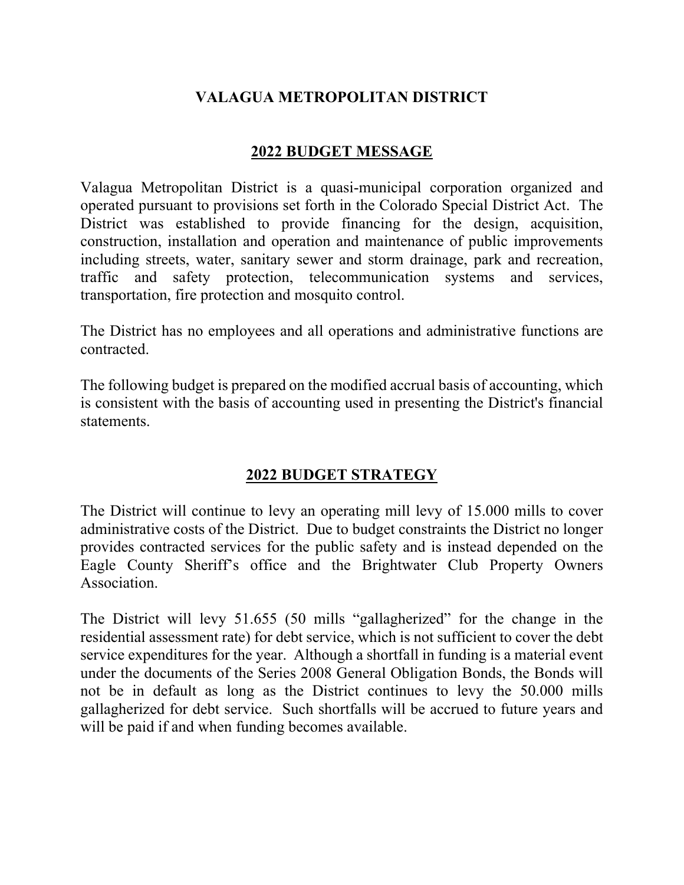# VALAGUA METROPOLITAN DISTRICT

## 2022 BUDGET MESSAGE

Valagua Metropolitan District is a quasi-municipal corporation organized and operated pursuant to provisions set forth in the Colorado Special District Act. The District was established to provide financing for the design, acquisition, construction, installation and operation and maintenance of public improvements including streets, water, sanitary sewer and storm drainage, park and recreation, traffic and safety protection, telecommunication systems and services, transportation, fire protection and mosquito control.

The District has no employees and all operations and administrative functions are contracted.

The following budget is prepared on the modified accrual basis of accounting, which is consistent with the basis of accounting used in presenting the District's financial statements.

## 2022 BUDGET STRATEGY

The District will continue to levy an operating mill levy of 15.000 mills to cover administrative costs of the District. Due to budget constraints the District no longer provides contracted services for the public safety and is instead depended on the Eagle County Sheriff's office and the Brightwater Club Property Owners Association.

The District will levy 51.655 (50 mills "gallagherized" for the change in the residential assessment rate) for debt service, which is not sufficient to cover the debt service expenditures for the year. Although a shortfall in funding is a material event under the documents of the Series 2008 General Obligation Bonds, the Bonds will not be in default as long as the District continues to levy the 50.000 mills gallagherized for debt service. Such shortfalls will be accrued to future years and will be paid if and when funding becomes available.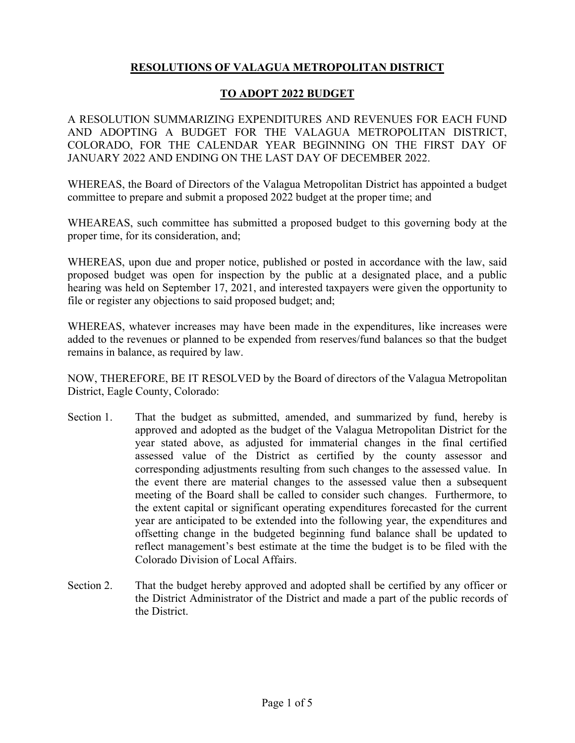**RESOLUTIONS OF VALAGUA METROPOLITAN DISTRICT**

**TO ADOPT 2022 BUDGET**

A RESOLUTION SUMMARIZING EXPENDITURES AND REVENUES FOR EACH FUND AND ADOPTING A BUDGET FOR THE VALAGUA METROPOLITAN DISTRICT, COLORADO, FOR THE CALENDAR YEAR BEGINNING ON THE FIRST DAY OF JANUARY 2022 AND ENDING ON THE LAST DAY OF DECEMBER 2022.

WHEREAS, the Board of Directors of the Valagua Metropolitan District has appointed a budget committee to prepare and submit a proposed 2022 budget at the proper time; and

WHEAREAS, such committee has submitted a proposed budget to this governing body at the proper time, for its consideration, and;

WHEREAS, upon due and proper notice, published or posted in accordance with the law, said proposed budget was open for inspection by the public at a designated place, and a public hearing was held on September 17, 2021, and interested taxpayers were given the opportunity to file or register any objections to said proposed budget; and;

WHEREAS, whatever increases may have been made in the expenditures, like increases were added to the revenues or planned to be expended from reserves/fund balances so that the budget remains in balance, as required by law.

NOW, THEREFORE, BE IT RESOLVED by the Board of directors of the Valagua Metropolitan District, Eagle County, Colorado:

Section 1. That the budget as submitted, amended, and summarized by fund, hereby is approved and adopted as the budget of the Valagua Metropolitan District for the year stated above, as adjusted for immaterial changes in the final certified assessed value of the District as certified by the county assessor and corresponding adjustments resulting from such changes to the assessed value. In the event there are material changes to the assessed value then a subsequent meeting of the Board shall be called to consider such changes. Furthermore, to the extent capital or significant operating expenditures forecasted for the current year are anticipated to be extended into the following year, the expenditures and offsetting change in the budgeted beginning fund balance shall be updated to reflect management's best estimate at the time the budget is to be filed with the Colorado Division of Local Affairs.

Section 2. That the budget hereby approved and adopted shall be certified by any officer or the District Administrator of the District and made a part of the public records of the District.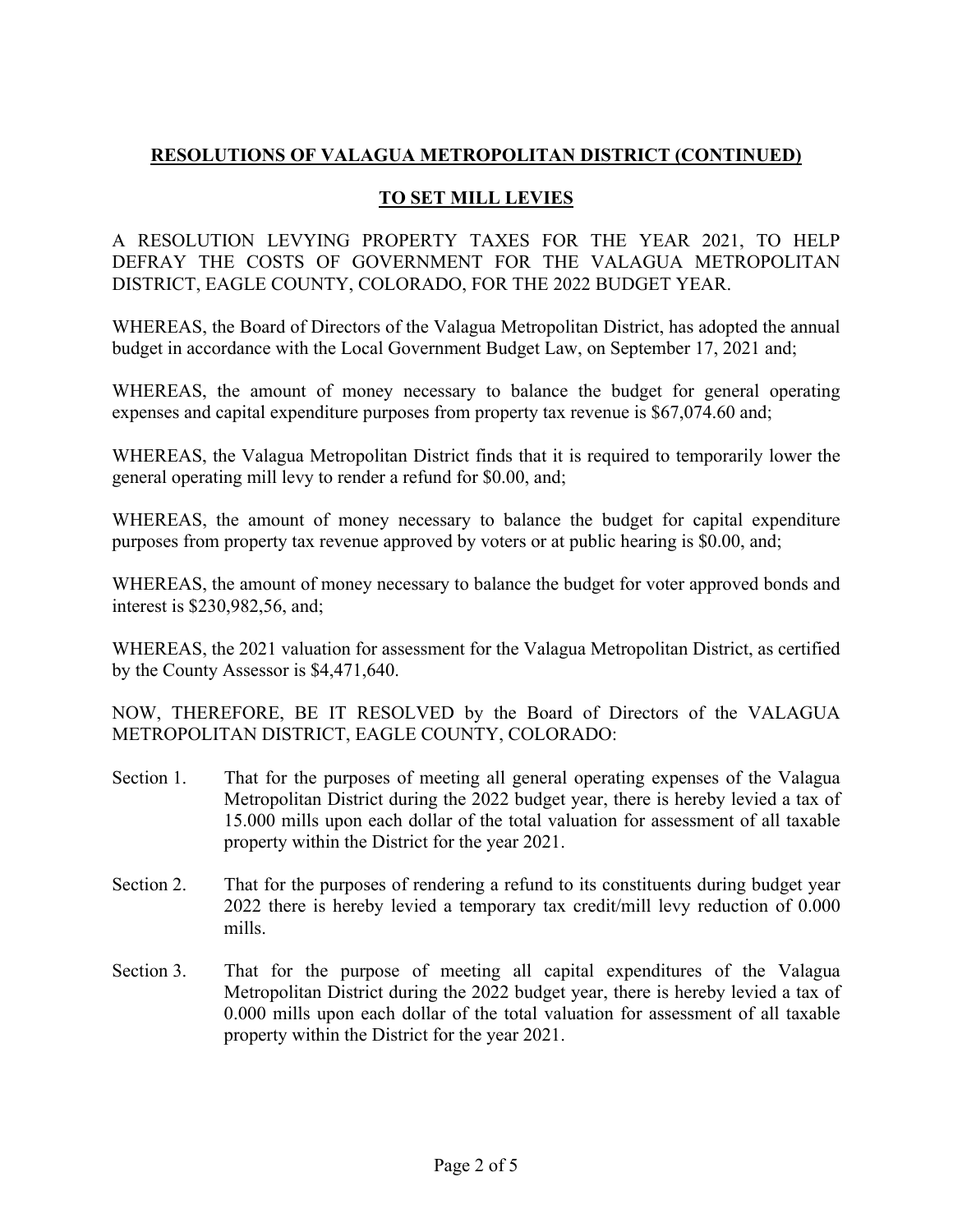**RESOLUTIONS OF VALAGUA METROPOLITAN DISTRICT (CONTINUED)**

**TO SET MILL LEVIES**

A RESOLUTION LEVYING PROPERTY TAXES FOR THE YEAR 2021, TO HELP DEFRAY THE COSTS OF GOVERNMENT FOR THE VALAGUA METROPOLITAN DISTRICT, EAGLE COUNTY, COLORADO, FOR THE 2022 BUDGET YEAR.

WHEREAS, the Board of Directors of the Valagua Metropolitan District, has adopted the annual budget in accordance with the Local Government Budget Law, on September 17, 2021 and;

WHEREAS, the amount of money necessary to balance the budget for general operating expenses and capital expenditure purposes from property tax revenue is $67,074.60 and;

WHEREAS, the Valagua Metropolitan District finds that it is required to temporarily lower the general operating mill levy to render a refund for $0.00, and;

WHEREAS, the amount of money necessary to balance the budget for capital expenditure purposes from property tax revenue approved by voters or at public hearing is $0.00, and;

WHEREAS, the amount of money necessary to balance the budget for voter approved bonds and interest is $230,982,56, and;

WHEREAS, the 2021 valuation for assessment for the Valagua Metropolitan District, as certified by the County Assessor is $4,471,640.

NOW, THEREFORE, BE IT RESOLVED by the Board of Directors of the VALAGUA METROPOLITAN DISTRICT, EAGLE COUNTY, COLORADO:

Section 1. That for the purposes of meeting all general operating expenses of the Valagua Metropolitan District during the 2022 budget year, there is hereby levied a tax of 15.000 mills upon each dollar of the total valuation for assessment of all taxable property within the District for the year 2021.

Section 2. That for the purposes of rendering a refund to its constituents during budget year 2022 there is hereby levied a temporary tax credit/mill levy reduction of 0.000 mills.

Section 3. That for the purpose of meeting all capital expenditures of the Valagua Metropolitan District during the 2022 budget year, there is hereby levied a tax of 0.000 mills upon each dollar of the total valuation for assessment of all taxable property within the District for the year 2021.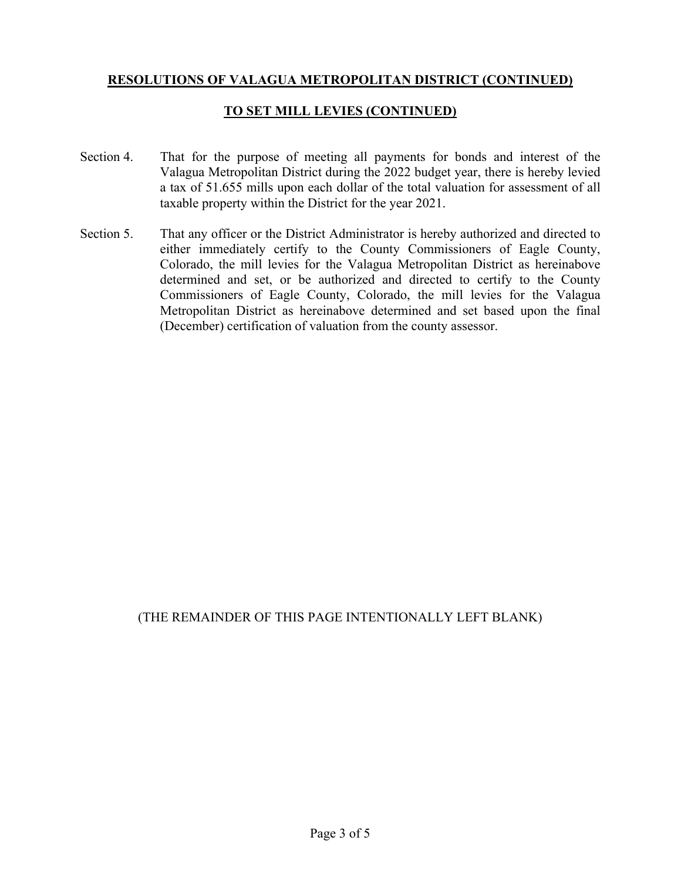**RESOLUTIONS OF VALAGUA METROPOLITAN DISTRICT (CONTINUED)**

**TO SET MILL LEVIES (CONTINUED)**

Section 4. That for the purpose of meeting all payments for bonds and interest of the Valagua Metropolitan District during the 2022 budget year, there is hereby levied a tax of 51.655 mills upon each dollar of the total valuation for assessment of all taxable property within the District for the year 2021.

Section 5. That any officer or the District Administrator is hereby authorized and directed to either immediately certify to the County Commissioners of Eagle County, Colorado, the mill levies for the Valagua Metropolitan District as hereinabove determined and set, or be authorized and directed to certify to the County Commissioners of Eagle County, Colorado, the mill levies for the Valagua Metropolitan District as hereinabove determined and set based upon the final (December) certification of valuation from the county assessor.

(THE REMAINDER OF THIS PAGE INTENTIONALLY LEFT BLANK)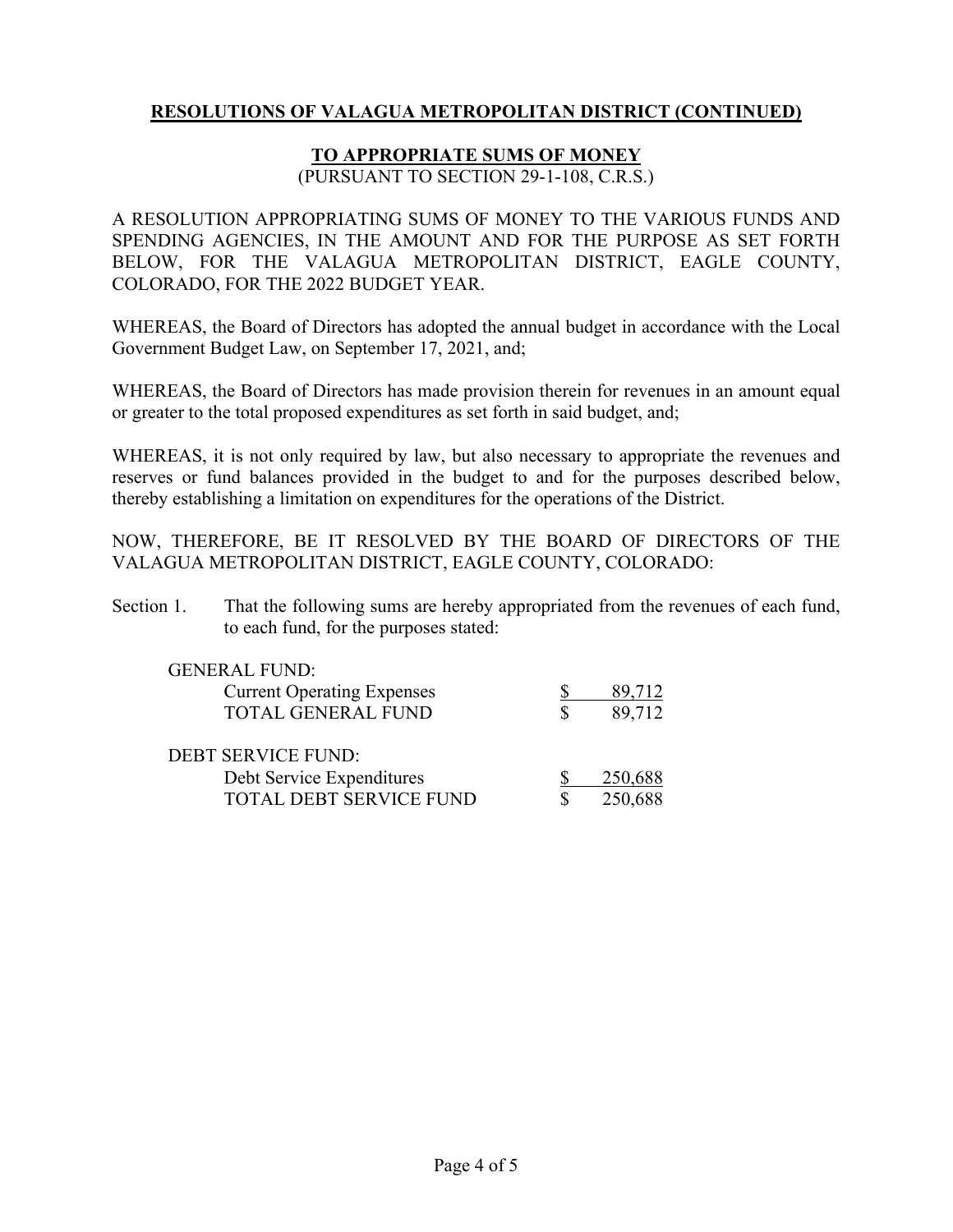**RESOLUTIONS OF VALAGUA METROPOLITAN DISTRICT (CONTINUED)**

**TO APPROPRIATE SUMS OF MONEY**
(PURSUANT TO SECTION 29-1-108, C.R.S.)

A RESOLUTION APPROPRIATING SUMS OF MONEY TO THE VARIOUS FUNDS AND SPENDING AGENCIES, IN THE AMOUNT AND FOR THE PURPOSE AS SET FORTH BELOW, FOR THE VALAGUA METROPOLITAN DISTRICT, EAGLE COUNTY, COLORADO, FOR THE 2022 BUDGET YEAR.

WHEREAS, the Board of Directors has adopted the annual budget in accordance with the Local Government Budget Law, on September 17, 2021, and;

WHEREAS, the Board of Directors has made provision therein for revenues in an amount equal or greater to the total proposed expenditures as set forth in said budget, and;

WHEREAS, it is not only required by law, but also necessary to appropriate the revenues and reserves or fund balances provided in the budget to and for the purposes described below, thereby establishing a limitation on expenditures for the operations of the District.

NOW, THEREFORE, BE IT RESOLVED BY THE BOARD OF DIRECTORS OF THE VALAGUA METROPOLITAN DISTRICT, EAGLE COUNTY, COLORADO:

Section 1. That the following sums are hereby appropriated from the revenues of each fund, to each fund, for the purposes stated:

| | |
|---|---|
| GENERAL FUND: | |
| Current Operating Expenses | $ 89,712 |
| TOTAL GENERAL FUND | $ 89,712 |
| | |
| DEBT SERVICE FUND: | |
| Debt Service Expenditures | $ 250,688 |
| TOTAL DEBT SERVICE FUND | $ 250,688 |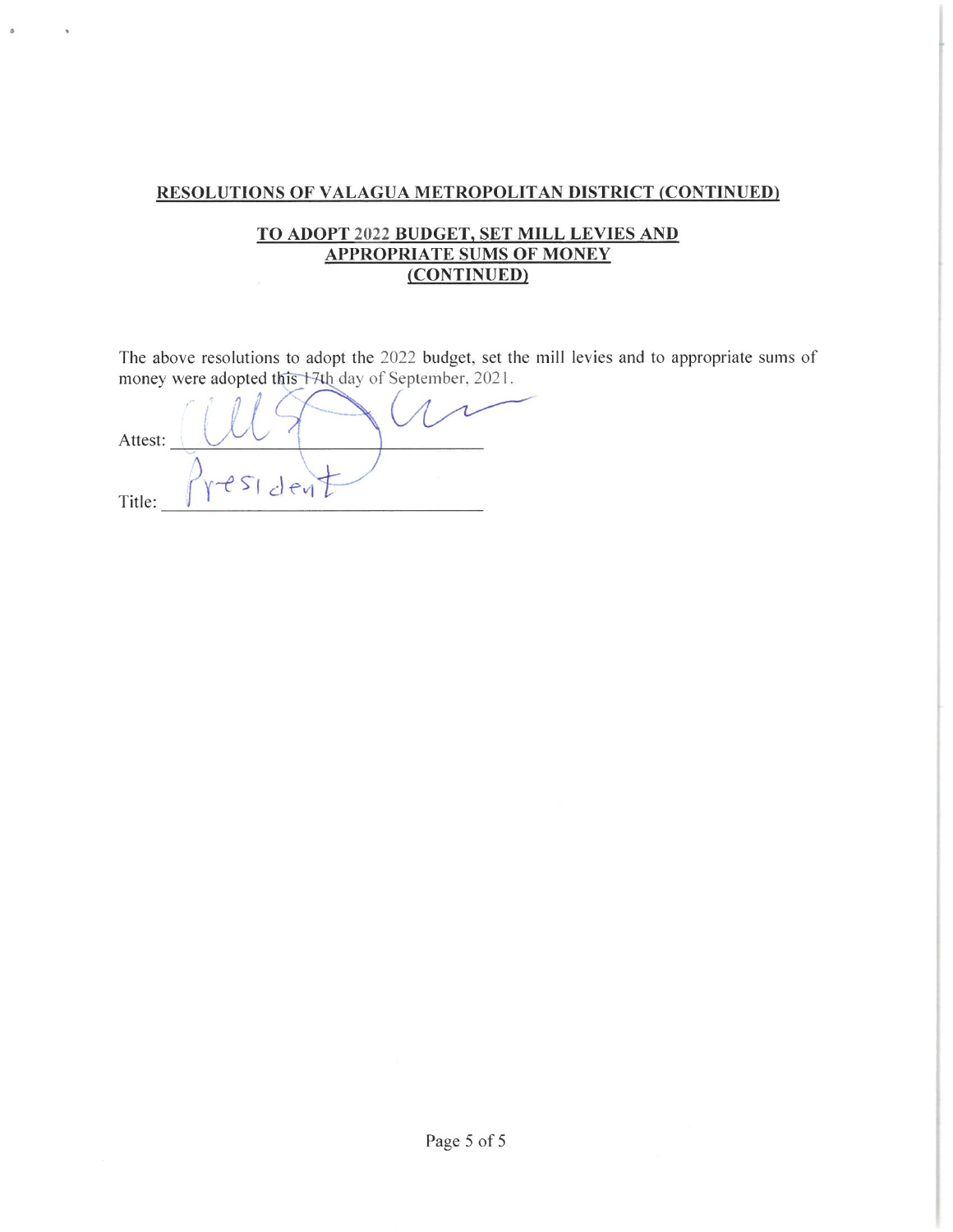**RESOLUTIONS OF VALAGUA METROPOLITAN DISTRICT (CONTINUED)**

**TO ADOPT 2022 BUDGET, SET MILL LEVIES AND APPROPRIATE SUMS OF MONEY (CONTINUED)**

The above resolutions to adopt the 2022 budget, set the mill levies and to appropriate sums of money were adopted this 17th day of September, 2021.

Attest: ______________________________

Title: President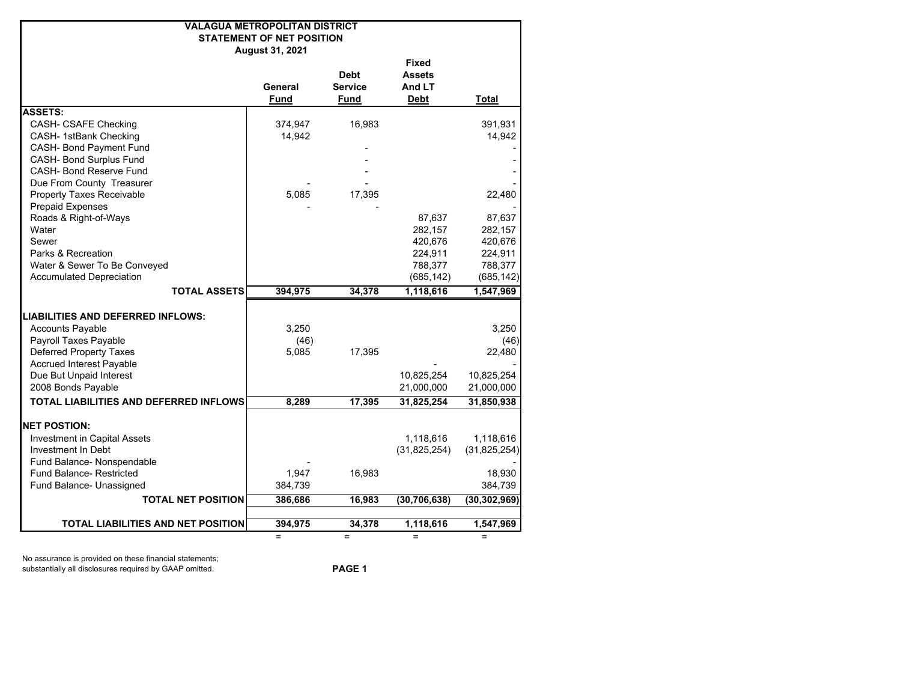# VALAGUA METROPOLITAN DISTRICT

## STATEMENT OF NET POSITION

### August 31, 2021

| | General Fund | Debt Service Fund | Fixed Assets And LT Debt | Total |
|---|---|---|---|---|
| **ASSETS:** | | | | |
| CASH- CSAFE Checking | 374,947 | 16,983 | | 391,931 |
| CASH- 1stBank Checking | 14,942 | | | 14,942 |
| CASH- Bond Payment Fund | | - | | - |
| CASH- Bond Surplus Fund | | - | | - |
| CASH- Bond Reserve Fund | | - | | - |
| Due From County Treasurer | - | - | | - |
| Property Taxes Receivable | 5,085 | 17,395 | | 22,480 |
| Prepaid Expenses | - | - | | - |
| Roads & Right-of-Ways | | | 87,637 | 87,637 |
| Water | | | 282,157 | 282,157 |
| Sewer | | | 420,676 | 420,676 |
| Parks & Recreation | | | 224,911 | 224,911 |
| Water & Sewer To Be Conveyed | | | 788,377 | 788,377 |
| Accumulated Depreciation | | | (685,142) | (685,142) |
| **TOTAL ASSETS** | **394,975** | **34,378** | **1,118,616** | **1,547,969** |
| **LIABILITIES AND DEFERRED INFLOWS:** | | | | |
| Accounts Payable | 3,250 | | | 3,250 |
| Payroll Taxes Payable | (46) | | | (46) |
| Deferred Property Taxes | 5,085 | 17,395 | | 22,480 |
| Accrued Interest Payable | | | - | - |
| Due But Unpaid Interest | | | 10,825,254 | 10,825,254 |
| 2008 Bonds Payable | | | 21,000,000 | 21,000,000 |
| **TOTAL LIABILITIES AND DEFERRED INFLOWS** | **8,289** | **17,395** | **31,825,254** | **31,850,938** |
| **NET POSTION:** | | | | |
| Investment in Capital Assets | | | 1,118,616 | 1,118,616 |
| Investment In Debt | | | (31,825,254) | (31,825,254) |
| Fund Balance- Nonspendable | - | | | - |
| Fund Balance- Restricted | 1,947 | 16,983 | | 18,930 |
| Fund Balance- Unassigned | 384,739 | | | 384,739 |
| **TOTAL NET POSITION** | **386,686** | **16,983** | **(30,706,638)** | **(30,302,969)** |
| **TOTAL LIABILITIES AND NET POSITION** | **394,975** | **34,378** | **1,118,616** | **1,547,969** |
| | = | = | = | = |

No assurance is provided on these financial statements; substantially all disclosures required by GAAP omitted.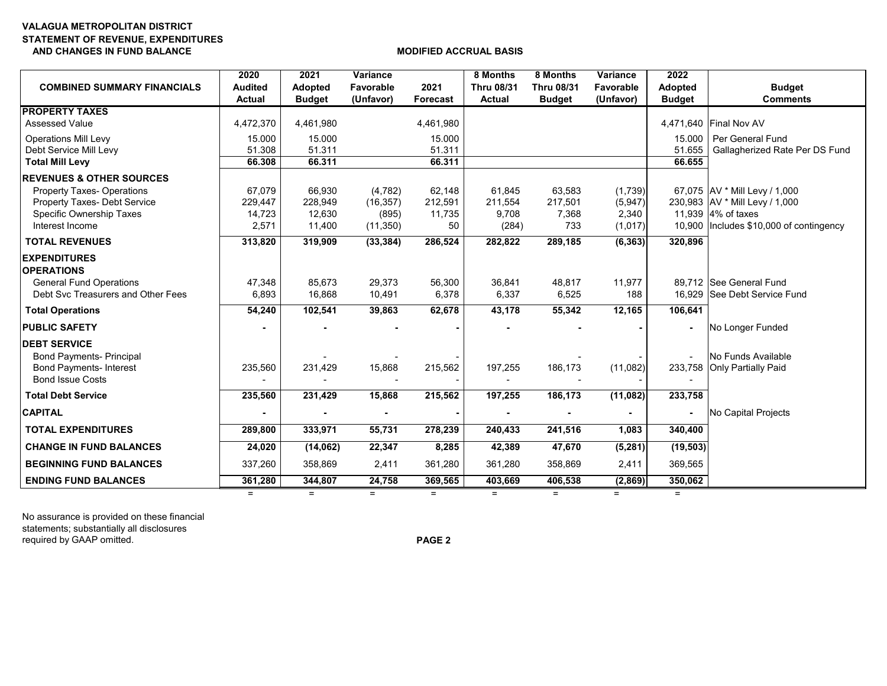**VALAGUA METROPOLITAN DISTRICT**
**STATEMENT OF REVENUE, EXPENDITURES AND CHANGES IN FUND BALANCE**

**MODIFIED ACCRUAL BASIS**

| COMBINED SUMMARY FINANCIALS | 2020 Audited Actual | 2021 Adopted Budget | Variance Favorable (Unfavor) | 2021 Forecast | 8 Months Thru 08/31 Actual | 8 Months Thru 08/31 Budget | Variance Favorable (Unfavor) | 2022 Adopted Budget | Budget Comments |
|---|---|---|---|---|---|---|---|---|---|
| **PROPERTY TAXES** | | | | | | | | | |
| Assessed Value | 4,472,370 | 4,461,980 | | 4,461,980 | | | | 4,471,640 | Final Nov AV |
| Operations Mill Levy | 15.000 | 15.000 | | 15.000 | | | | 15.000 | Per General Fund |
| Debt Service Mill Levy | 51.308 | 51.311 | | 51.311 | | | | 51.655 | Gallagherized Rate Per DS Fund |
| **Total Mill Levy** | **66.308** | **66.311** | | **66.311** | | | | **66.655** | |
| **REVENUES & OTHER SOURCES** | | | | | | | | | |
| Property Taxes- Operations | 67,079 | 66,930 | (4,782) | 62,148 | 61,845 | 63,583 | (1,739) | 67,075 | AV * Mill Levy / 1,000 |
| Property Taxes- Debt Service | 229,447 | 228,949 | (16,357) | 212,591 | 211,554 | 217,501 | (5,947) | 230,983 | AV * Mill Levy / 1,000 |
| Specific Ownership Taxes | 14,723 | 12,630 | (895) | 11,735 | 9,708 | 7,368 | 2,340 | 11,939 | 4% of taxes |
| Interest Income | 2,571 | 11,400 | (11,350) | 50 | (284) | 733 | (1,017) | 10,900 | Includes $10,000 of contingency |
| **TOTAL REVENUES** | **313,820** | **319,909** | **(33,384)** | **286,524** | **282,822** | **289,185** | **(6,363)** | **320,896** | |
| **EXPENDITURES** | | | | | | | | | |
| **OPERATIONS** | | | | | | | | | |
| General Fund Operations | 47,348 | 85,673 | 29,373 | 56,300 | 36,841 | 48,817 | 11,977 | 89,712 | See General Fund |
| Debt Svc Treasurers and Other Fees | 6,893 | 16,868 | 10,491 | 6,378 | 6,337 | 6,525 | 188 | 16,929 | See Debt Service Fund |
| **Total Operations** | **54,240** | **102,541** | **39,863** | **62,678** | **43,178** | **55,342** | **12,165** | **106,641** | |
| **PUBLIC SAFETY** | **-** | **-** | **-** | **-** | **-** | **-** | **-** | **-** | No Longer Funded |
| **DEBT SERVICE** | | | | | | | | | |
| Bond Payments- Principal | | - | - | - | | - | - | - | No Funds Available |
| Bond Payments- Interest | 235,560 | 231,429 | 15,868 | 215,562 | 197,255 | 186,173 | (11,082) | 233,758 | Only Partially Paid |
| Bond Issue Costs | - | - | - | - | - | - | - | - | |
| **Total Debt Service** | **235,560** | **231,429** | **15,868** | **215,562** | **197,255** | **186,173** | **(11,082)** | **233,758** | |
| **CAPITAL** | **-** | **-** | **-** | **-** | **-** | **-** | **-** | **-** | No Capital Projects |
| **TOTAL EXPENDITURES** | **289,800** | **333,971** | **55,731** | **278,239** | **240,433** | **241,516** | **1,083** | **340,400** | |
| **CHANGE IN FUND BALANCES** | **24,020** | **(14,062)** | **22,347** | **8,285** | **42,389** | **47,670** | **(5,281)** | **(19,503)** | |
| **BEGINNING FUND BALANCES** | 337,260 | 358,869 | 2,411 | 361,280 | 361,280 | 358,869 | 2,411 | 369,565 | |
| **ENDING FUND BALANCES** | **361,280** | **344,807** | **24,758** | **369,565** | **403,669** | **406,538** | **(2,869)** | **350,062** | |
| | = | = | = | = | = | = | = | = | |

No assurance is provided on these financial statements; substantially all disclosures required by GAAP omitted.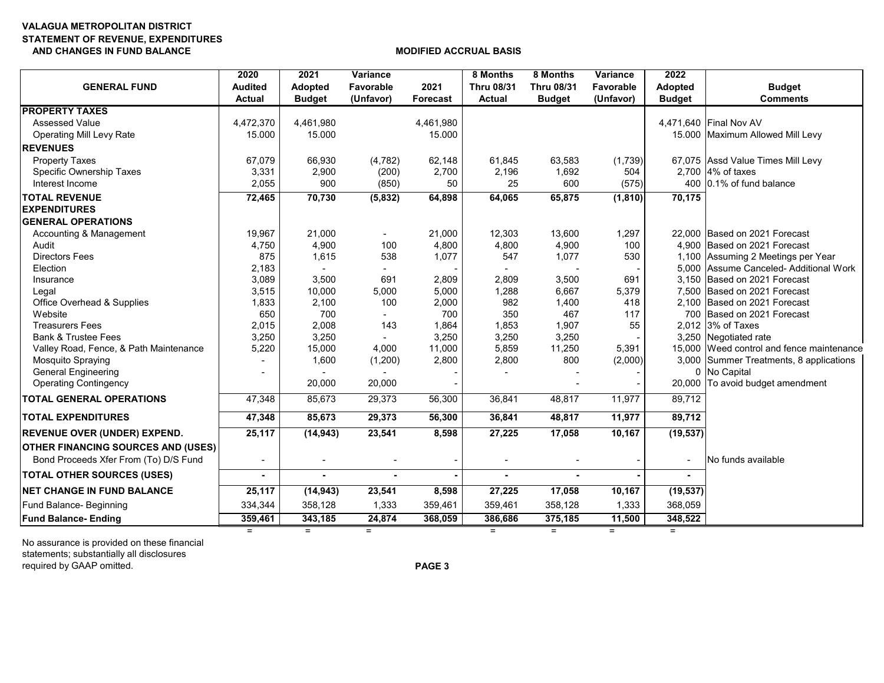**VALAGUA METROPOLITAN DISTRICT**
**STATEMENT OF REVENUE, EXPENDITURES AND CHANGES IN FUND BALANCE**

**MODIFIED ACCRUAL BASIS**

| GENERAL FUND | 2020 Audited Actual | 2021 Adopted Budget | Variance Favorable (Unfavor) | 2021 Forecast | 8 Months Thru 08/31 Actual | 8 Months Thru 08/31 Budget | Variance Favorable (Unfavor) | 2022 Adopted Budget | Budget Comments |
|---|---|---|---|---|---|---|---|---|---|
| **PROPERTY TAXES** | | | | | | | | | |
| Assessed Value | 4,472,370 | 4,461,980 | | 4,461,980 | | | | 4,471,640 | Final Nov AV |
| Operating Mill Levy Rate | 15.000 | 15.000 | | 15.000 | | | | 15.000 | Maximum Allowed Mill Levy |
| **REVENUES** | | | | | | | | | |
| Property Taxes | 67,079 | 66,930 | (4,782) | 62,148 | 61,845 | 63,583 | (1,739) | 67,075 | Assd Value Times Mill Levy |
| Specific Ownership Taxes | 3,331 | 2,900 | (200) | 2,700 | 2,196 | 1,692 | 504 | 2,700 | 4% of taxes |
| Interest Income | 2,055 | 900 | (850) | 50 | 25 | 600 | (575) | 400 | 0.1% of fund balance |
| **TOTAL REVENUE** | **72,465** | **70,730** | **(5,832)** | **64,898** | **64,065** | **65,875** | **(1,810)** | **70,175** | |
| **EXPENDITURES** | | | | | | | | | |
| **GENERAL OPERATIONS** | | | | | | | | | |
| Accounting & Management | 19,967 | 21,000 | - | 21,000 | 12,303 | 13,600 | 1,297 | 22,000 | Based on 2021 Forecast |
| Audit | 4,750 | 4,900 | 100 | 4,800 | 4,800 | 4,900 | 100 | 4,900 | Based on 2021 Forecast |
| Directors Fees | 875 | 1,615 | 538 | 1,077 | 547 | 1,077 | 530 | 1,100 | Assuming 2 Meetings per Year |
| Election | 2,183 | - | - | - | - | - | - | 5,000 | Assume Canceled- Additional Work |
| Insurance | 3,089 | 3,500 | 691 | 2,809 | 2,809 | 3,500 | 691 | 3,150 | Based on 2021 Forecast |
| Legal | 3,515 | 10,000 | 5,000 | 5,000 | 1,288 | 6,667 | 5,379 | 7,500 | Based on 2021 Forecast |
| Office Overhead & Supplies | 1,833 | 2,100 | 100 | 2,000 | 982 | 1,400 | 418 | 2,100 | Based on 2021 Forecast |
| Website | 650 | 700 | - | 700 | 350 | 467 | 117 | 700 | Based on 2021 Forecast |
| Treasurers Fees | 2,015 | 2,008 | 143 | 1,864 | 1,853 | 1,907 | 55 | 2,012 | 3% of Taxes |
| Bank & Trustee Fees | 3,250 | 3,250 | - | 3,250 | 3,250 | 3,250 | - | 3,250 | Negotiated rate |
| Valley Road, Fence, & Path Maintenance | 5,220 | 15,000 | 4,000 | 11,000 | 5,859 | 11,250 | 5,391 | 15,000 | Weed control and fence maintenance |
| Mosquito Spraying | - | 1,600 | (1,200) | 2,800 | 2,800 | 800 | (2,000) | 3,000 | Summer Treatments, 8 applications |
| General Engineering | - | - | - | - | - | - | - | 0 | No Capital |
| Operating Contingency | | 20,000 | 20,000 | - | | - | - | 20,000 | To avoid budget amendment |
| **TOTAL GENERAL OPERATIONS** | 47,348 | 85,673 | 29,373 | 56,300 | 36,841 | 48,817 | 11,977 | 89,712 | |
| **TOTAL EXPENDITURES** | **47,348** | **85,673** | **29,373** | **56,300** | **36,841** | **48,817** | **11,977** | **89,712** | |
| **REVENUE OVER (UNDER) EXPEND.** | **25,117** | **(14,943)** | **23,541** | **8,598** | **27,225** | **17,058** | **10,167** | **(19,537)** | |
| **OTHER FINANCING SOURCES AND (USES)** | | | | | | | | | |
| Bond Proceeds Xfer From (To) D/S Fund | - | - | - | - | - | - | - | - | No funds available |
| **TOTAL OTHER SOURCES (USES)** | **-** | **-** | **-** | **-** | **-** | **-** | **-** | **-** | |
| **NET CHANGE IN FUND BALANCE** | **25,117** | **(14,943)** | **23,541** | **8,598** | **27,225** | **17,058** | **10,167** | **(19,537)** | |
| Fund Balance- Beginning | 334,344 | 358,128 | 1,333 | 359,461 | 359,461 | 358,128 | 1,333 | 368,059 | |
| **Fund Balance- Ending** | **359,461** | **343,185** | **24,874** | **368,059** | **386,686** | **375,185** | **11,500** | **348,522** | |
| | = | = | = | | = | = | = | = | |

No assurance is provided on these financial statements; substantially all disclosures required by GAAP omitted.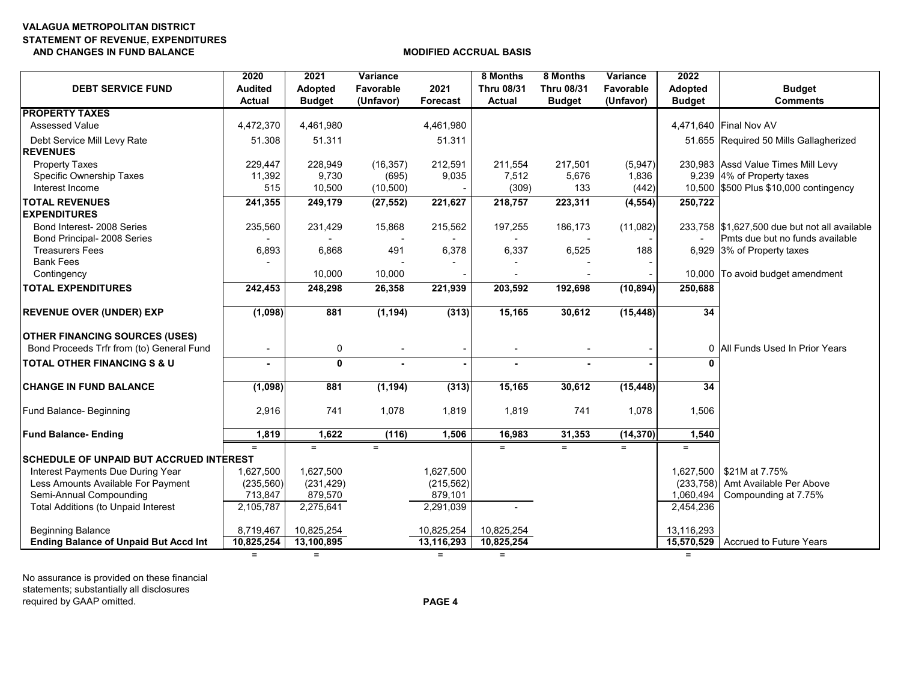**VALAGUA METROPOLITAN DISTRICT**
**STATEMENT OF REVENUE, EXPENDITURES AND CHANGES IN FUND BALANCE**

**MODIFIED ACCRUAL BASIS**

| DEBT SERVICE FUND | 2020 Audited Actual | 2021 Adopted Budget | Variance Favorable (Unfavor) | 2021 Forecast | 8 Months Thru 08/31 Actual | 8 Months Thru 08/31 Budget | Variance Favorable (Unfavor) | 2022 Adopted Budget | Budget Comments |
|---|---|---|---|---|---|---|---|---|---|
| **PROPERTY TAXES** | | | | | | | | | |
| Assessed Value | 4,472,370 | 4,461,980 | | 4,461,980 | | | | 4,471,640 | Final Nov AV |
| Debt Service Mill Levy Rate | 51.308 | 51.311 | | 51.311 | | | | 51.655 | Required 50 Mills Gallagherized |
| **REVENUES** | | | | | | | | | |
| Property Taxes | 229,447 | 228,949 | (16,357) | 212,591 | 211,554 | 217,501 | (5,947) | 230,983 | Assd Value Times Mill Levy |
| Specific Ownership Taxes | 11,392 | 9,730 | (695) | 9,035 | 7,512 | 5,676 | 1,836 | 9,239 | 4% of Property taxes |
| Interest Income | 515 | 10,500 | (10,500) | - | (309) | 133 | (442) | 10,500 | $500 Plus $10,000 contingency |
| **TOTAL REVENUES** | **241,355** | **249,179** | **(27,552)** | **221,627** | **218,757** | **223,311** | **(4,554)** | **250,722** | |
| **EXPENDITURES** | | | | | | | | | |
| Bond Interest- 2008 Series | 235,560 | 231,429 | 15,868 | 215,562 | 197,255 | 186,173 | (11,082) | 233,758 | $1,627,500 due but not all available |
| Bond Principal- 2008 Series | - | - | - | - | - | - | - | - | Pmts due but no funds available |
| Treasurers Fees | 6,893 | 6,868 | 491 | 6,378 | 6,337 | 6,525 | 188 | 6,929 | 3% of Property taxes |
| Bank Fees | - | | - | - | - | - | - | | |
| Contingency | | 10,000 | 10,000 | - | - | - | - | 10,000 | To avoid budget amendment |
| **TOTAL EXPENDITURES** | **242,453** | **248,298** | **26,358** | **221,939** | **203,592** | **192,698** | **(10,894)** | **250,688** | |
| **REVENUE OVER (UNDER) EXP** | **(1,098)** | **881** | **(1,194)** | **(313)** | **15,165** | **30,612** | **(15,448)** | **34** | |
| **OTHER FINANCING SOURCES (USES)** | | | | | | | | | |
| Bond Proceeds Trfr from (to) General Fund | - | 0 | - | - | - | - | - | 0 | All Funds Used In Prior Years |
| **TOTAL OTHER FINANCING S & U** | **-** | **0** | **-** | **-** | **-** | **-** | **-** | **0** | |
| **CHANGE IN FUND BALANCE** | **(1,098)** | **881** | **(1,194)** | **(313)** | **15,165** | **30,612** | **(15,448)** | **34** | |
| Fund Balance- Beginning | 2,916 | 741 | 1,078 | 1,819 | 1,819 | 741 | 1,078 | 1,506 | |
| **Fund Balance- Ending** | **1,819** | **1,622** | **(116)** | **1,506** | **16,983** | **31,353** | **(14,370)** | **1,540** | |
| **SCHEDULE OF UNPAID BUT ACCRUED INTEREST** | | | | | | | | | |
| Interest Payments Due During Year | 1,627,500 | 1,627,500 | | 1,627,500 | | | | 1,627,500 | $21M at 7.75% |
| Less Amounts Available For Payment | (235,560) | (231,429) | | (215,562) | | | | (233,758) | Amt Available Per Above |
| Semi-Annual Compounding | 713,847 | 879,570 | | 879,101 | | | | 1,060,494 | Compounding at 7.75% |
| Total Additions (to Unpaid Interest | 2,105,787 | 2,275,641 | | 2,291,039 | - | | | 2,454,236 | |
| Beginning Balance | 8,719,467 | 10,825,254 | | 10,825,254 | 10,825,254 | | | 13,116,293 | |
| **Ending Balance of Unpaid But Accd Int** | **10,825,254** | **13,100,895** | | **13,116,293** | **10,825,254** | | | **15,570,529** | Accrued to Future Years |

No assurance is provided on these financial statements; substantially all disclosures required by GAAP omitted.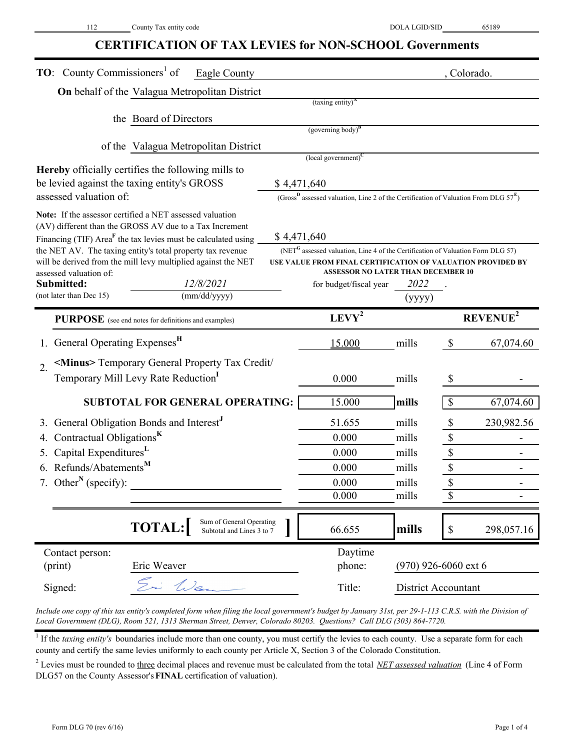112 County Tax entity code | DOLA LGID/SID 65189

# CERTIFICATION OF TAX LEVIES for NON-SCHOOL Governments

**TO**: County Commissioners[1] of Eagle County, Colorado.

**On** behalf of the Valagua Metropolitan District
(taxing entity)[A]

the Board of Directors
(governing body)[B]

of the Valagua Metropolitan District
(local government)[C]

**Hereby** officially certifies the following mills to be levied against the taxing entity's GROSS assessed valuation of: $ 4,471,640
(Gross[D] assessed valuation, Line 2 of the Certification of Valuation From DLG 57[E])

**Note:** If the assessor certified a NET assessed valuation (AV) different than the GROSS AV due to a Tax Increment Financing (TIF) Area[F] the tax levies must be calculated using the NET AV. The taxing entity's total property tax revenue will be derived from the mill levy multiplied against the NET assessed valuation of: $ 4,471,640
(NET[G] assessed valuation, Line 4 of the Certification of Valuation Form DLG 57)
**USE VALUE FROM FINAL CERTIFICATION OF VALUATION PROVIDED BY ASSESSOR NO LATER THAN DECEMBER 10**

**Submitted:** *12/8/2021* (mm/dd/yyyy) (not later than Dec 15) for budget/fiscal year *2022* (yyyy).

| **PURPOSE** (see end notes for definitions and examples) | **LEVY**[2] | | **REVENUE**[2] |
|---|---|---|---|
| 1. General Operating Expenses[H] | 15.000 | mills | $ 67,074.60 |
| 2. **<Minus>** Temporary General Property Tax Credit/ Temporary Mill Levy Rate Reduction[I] | 0.000 | mills | $ - |
| **SUBTOTAL FOR GENERAL OPERATING:** | 15.000 | **mills** | $ 67,074.60 |
| 3. General Obligation Bonds and Interest[J] | 51.655 | mills | $ 230,982.56 |
| 4. Contractual Obligations[K] | 0.000 | mills | $ - |
| 5. Capital Expenditures[L] | 0.000 | mills | $ - |
| 6. Refunds/Abatements[M] | 0.000 | mills | $ - |
| 7. Other[N] (specify): | 0.000 | mills | $ - |
| | 0.000 | mills | $ - |
| **TOTAL:** [Sum of General Operating Subtotal and Lines 3 to 7] | 66.655 | **mills** | $ 298,057.16 |

Contact person: (print) Eric Weaver | Daytime phone: (970) 926-6060 ext 6

Signed: *[signature]* | Title: District Accountant

*Include one copy of this tax entity's completed form when filing the local government's budget by January 31st, per 29-1-113 C.R.S. with the Division of Local Government (DLG), Room 521, 1313 Sherman Street, Denver, Colorado 80203. Questions? Call DLG (303) 864-7720.*

[1] If the *taxing entity's* boundaries include more than one county, you must certify the levies to each county. Use a separate form for each county and certify the same levies uniformly to each county per Article X, Section 3 of the Colorado Constitution.

[2] Levies must be rounded to three decimal places and revenue must be calculated from the total *NET assessed valuation* (Line 4 of Form DLG57 on the County Assessor's **FINAL** certification of valuation).

Form DLG 70 (rev 6/16)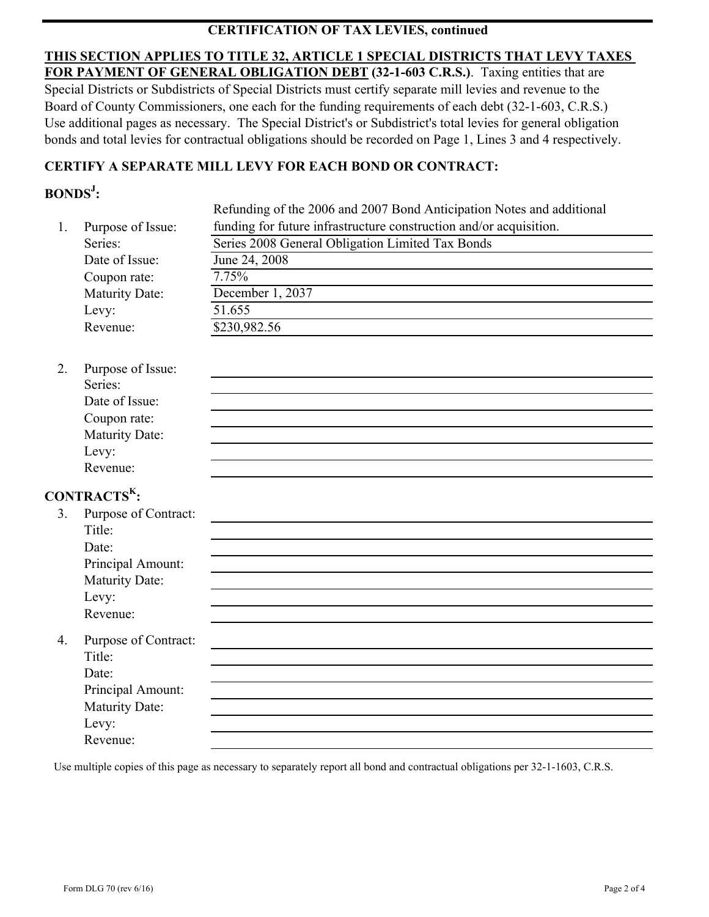## CERTIFICATION OF TAX LEVIES, continued

**THIS SECTION APPLIES TO TITLE 32, ARTICLE 1 SPECIAL DISTRICTS THAT LEVY TAXES FOR PAYMENT OF GENERAL OBLIGATION DEBT (32-1-603 C.R.S.)**. Taxing entities that are Special Districts or Subdistricts of Special Districts must certify separate mill levies and revenue to the Board of County Commissioners, one each for the funding requirements of each debt (32-1-603, C.R.S.) Use additional pages as necessary. The Special District's or Subdistrict's total levies for general obligation bonds and total levies for contractual obligations should be recorded on Page 1, Lines 3 and 4 respectively.

**CERTIFY A SEPARATE MILL LEVY FOR EACH BOND OR CONTRACT:**

**BONDS[J]:**

1. Purpose of Issue: Refunding of the 2006 and 2007 Bond Anticipation Notes and additional funding for future infrastructure construction and/or acquisition.
   Series: Series 2008 General Obligation Limited Tax Bonds
   Date of Issue: June 24, 2008
   Coupon rate: 7.75%
   Maturity Date: December 1, 2037
   Levy: 51.655
   Revenue: $230,982.56

2. Purpose of Issue:
   Series:
   Date of Issue:
   Coupon rate:
   Maturity Date:
   Levy:
   Revenue:

**CONTRACTS[K]:**

3. Purpose of Contract:
   Title:
   Date:
   Principal Amount:
   Maturity Date:
   Levy:
   Revenue:

4. Purpose of Contract:
   Title:
   Date:
   Principal Amount:
   Maturity Date:
   Levy:
   Revenue:

Use multiple copies of this page as necessary to separately report all bond and contractual obligations per 32-1-1603, C.R.S.

Form DLG 70 (rev 6/16)